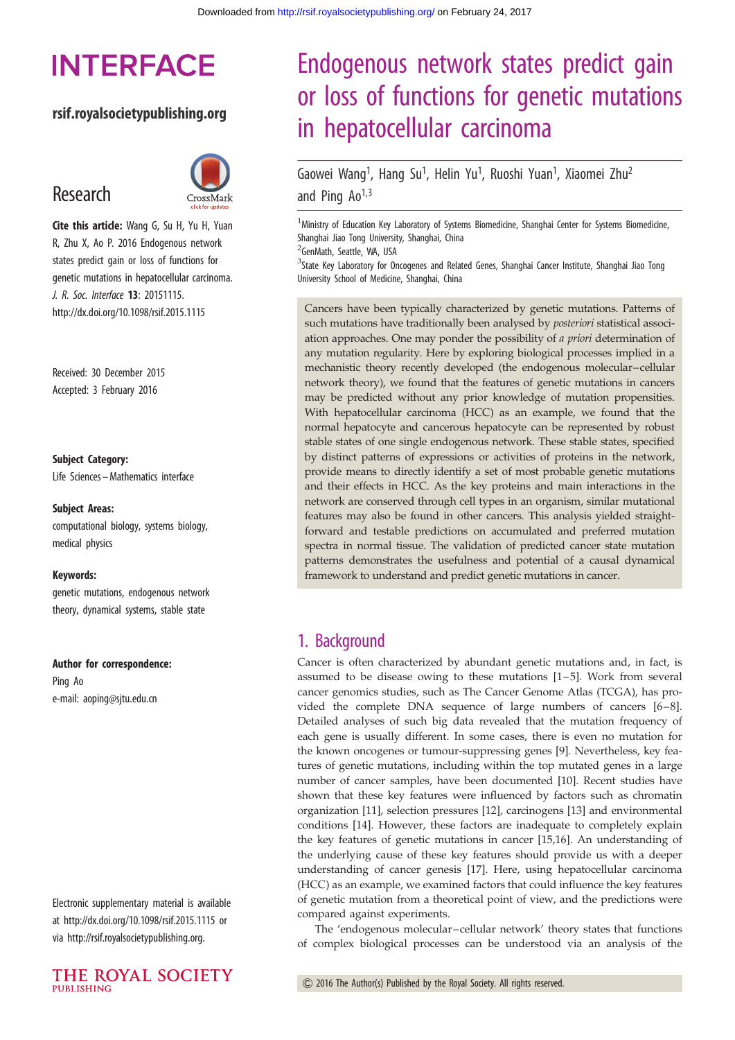# Endogenous network states predict gain or loss of functions for genetic mutations in hepatocellular carcinoma

Gaowei Wang[1], Hang Su[1], Helin Yu[1], Ruoshi Yuan[1], Xiaomei Zhu[2] and Ping Ao[1,3]

[1]Ministry of Education Key Laboratory of Systems Biomedicine, Shanghai Center for Systems Biomedicine, Shanghai Jiao Tong University, Shanghai, China
[2]GenMath, Seattle, WA, USA
[3]State Key Laboratory for Oncogenes and Related Genes, Shanghai Cancer Institute, Shanghai Jiao Tong University School of Medicine, Shanghai, China

INTERFACE

rsif.royalsocietypublishing.org

Research

**Cite this article:** Wang G, Su H, Yu H, Yuan R, Zhu X, Ao P. 2016 Endogenous network states predict gain or loss of functions for genetic mutations in hepatocellular carcinoma. *J. R. Soc. Interface* **13**: 20151115. http://dx.doi.org/10.1098/rsif.2015.1115

Received: 30 December 2015
Accepted: 3 February 2016

**Subject Category:**
Life Sciences – Mathematics interface

**Subject Areas:**
computational biology, systems biology, medical physics

**Keywords:**
genetic mutations, endogenous network theory, dynamical systems, stable state

**Author for correspondence:**
Ping Ao
e-mail: aoping@sjtu.edu.cn

Electronic supplementary material is available at http://dx.doi.org/10.1098/rsif.2015.1115 or via http://rsif.royalsocietypublishing.org.

Cancers have been typically characterized by genetic mutations. Patterns of such mutations have traditionally been analysed by *posteriori* statistical association approaches. One may ponder the possibility of *a priori* determination of any mutation regularity. Here by exploring biological processes implied in a mechanistic theory recently developed (the endogenous molecular–cellular network theory), we found that the features of genetic mutations in cancers may be predicted without any prior knowledge of mutation propensities. With hepatocellular carcinoma (HCC) as an example, we found that the normal hepatocyte and cancerous hepatocyte can be represented by robust stable states of one single endogenous network. These stable states, specified by distinct patterns of expressions or activities of proteins in the network, provide means to directly identify a set of most probable genetic mutations and their effects in HCC. As the key proteins and main interactions in the network are conserved through cell types in an organism, similar mutational features may also be found in other cancers. This analysis yielded straightforward and testable predictions on accumulated and preferred mutation spectra in normal tissue. The validation of predicted cancer state mutation patterns demonstrates the usefulness and potential of a causal dynamical framework to understand and predict genetic mutations in cancer.

## 1. Background

Cancer is often characterized by abundant genetic mutations and, in fact, is assumed to be disease owing to these mutations [1–5]. Work from several cancer genomics studies, such as The Cancer Genome Atlas (TCGA), has provided the complete DNA sequence of large numbers of cancers [6–8]. Detailed analyses of such big data revealed that the mutation frequency of each gene is usually different. In some cases, there is even no mutation for the known oncogenes or tumour-suppressing genes [9]. Nevertheless, key features of genetic mutations, including within the top mutated genes in a large number of cancer samples, have been documented [10]. Recent studies have shown that these key features were influenced by factors such as chromatin organization [11], selection pressures [12], carcinogens [13] and environmental conditions [14]. However, these factors are inadequate to completely explain the key features of genetic mutations in cancer [15,16]. An understanding of the underlying cause of these key features should provide us with a deeper understanding of cancer genesis [17]. Here, using hepatocellular carcinoma (HCC) as an example, we examined factors that could influence the key features of genetic mutation from a theoretical point of view, and the predictions were compared against experiments.

The 'endogenous molecular–cellular network' theory states that functions of complex biological processes can be understood via an analysis of the

© 2016 The Author(s) Published by the Royal Society. All rights reserved.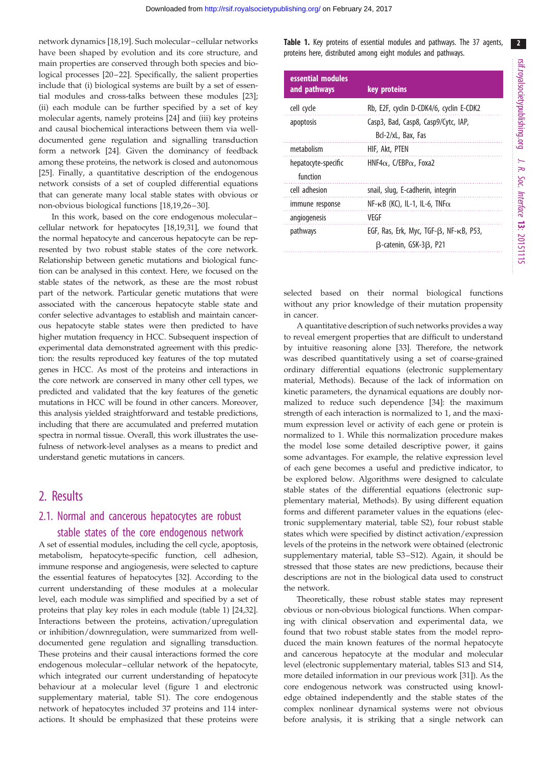network dynamics [18,19]. Such molecular–cellular networks have been shaped by evolution and its core structure, and main properties are conserved through both species and biological processes [20–22]. Specifically, the salient properties include that (i) biological systems are built by a set of essential modules and cross-talks between these modules [23]; (ii) each module can be further specified by a set of key molecular agents, namely proteins [24] and (iii) key proteins and causal biochemical interactions between them via well-documented gene regulation and signalling transduction form a network [24]. Given the dominancy of feedback among these proteins, the network is closed and autonomous [25]. Finally, a quantitative description of the endogenous network consists of a set of coupled differential equations that can generate many local stable states with obvious or non-obvious biological functions [18,19,26–30].

In this work, based on the core endogenous molecular–cellular network for hepatocytes [18,19,31], we found that the normal hepatocyte and cancerous hepatocyte can be represented by two robust stable states of the core network. Relationship between genetic mutations and biological function can be analysed in this context. Here, we focused on the stable states of the network, as these are the most robust part of the network. Particular genetic mutations that were associated with the cancerous hepatocyte stable state and confer selective advantages to establish and maintain cancerous hepatocyte stable states were then predicted to have higher mutation frequency in HCC. Subsequent inspection of experimental data demonstrated agreement with this prediction: the results reproduced key features of the top mutated genes in HCC. As most of the proteins and interactions in the core network are conserved in many other cell types, we predicted and validated that the key features of the genetic mutations in HCC will be found in other cancers. Moreover, this analysis yielded straightforward and testable predictions, including that there are accumulated and preferred mutation spectra in normal tissue. Overall, this work illustrates the usefulness of network-level analyses as a means to predict and understand genetic mutations in cancers.

## 2. Results

### 2.1. Normal and cancerous hepatocytes are robust stable states of the core endogenous network

A set of essential modules, including the cell cycle, apoptosis, metabolism, hepatocyte-specific function, cell adhesion, immune response and angiogenesis, were selected to capture the essential features of hepatocytes [32]. According to the current understanding of these modules at a molecular level, each module was simplified and specified by a set of proteins that play key roles in each module (table 1) [24,32]. Interactions between the proteins, activation/upregulation or inhibition/downregulation, were summarized from well-documented gene regulation and signalling transduction. These proteins and their causal interactions formed the core endogenous molecular–cellular network of the hepatocyte, which integrated our current understanding of hepatocyte behaviour at a molecular level (figure 1 and electronic supplementary material, table S1). The core endogenous network of hepatocytes included 37 proteins and 114 interactions. It should be emphasized that these proteins were selected based on their normal biological functions without any prior knowledge of their mutation propensity in cancer.

**Table 1.** Key proteins of essential modules and pathways. The 37 agents, proteins here, distributed among eight modules and pathways.

| essential modules and pathways | key proteins |
|---|---|
| cell cycle | Rb, E2F, cyclin D-CDK4/6, cyclin E-CDK2 |
| apoptosis | Casp3, Bad, Casp8, Casp9/Cytc, IAP, Bcl-2/xL, Bax, Fas |
| metabolism | HIF, Akt, PTEN |
| hepatocyte-specific function | HNF4α, C/EBPα, Foxa2 |
| cell adhesion | snail, slug, E-cadherin, integrin |
| immune response | NF-κB (KC), IL-1, IL-6, TNFα |
| angiogenesis | VEGF |
| pathways | EGF, Ras, Erk, Myc, TGF-β, NF-κB, P53, β-catenin, GSK-3β, P21 |

A quantitative description of such networks provides a way to reveal emergent properties that are difficult to understand by intuitive reasoning alone [33]. Therefore, the network was described quantitatively using a set of coarse-grained ordinary differential equations (electronic supplementary material, Methods). Because of the lack of information on kinetic parameters, the dynamical equations are doubly normalized to reduce such dependence [34]: the maximum strength of each interaction is normalized to 1, and the maximum expression level or activity of each gene or protein is normalized to 1. While this normalization procedure makes the model lose some detailed descriptive power, it gains some advantages. For example, the relative expression level of each gene becomes a useful and predictive indicator, to be explored below. Algorithms were designed to calculate stable states of the differential equations (electronic supplementary material, Methods). By using different equation forms and different parameter values in the equations (electronic supplementary material, table S2), four robust stable states which were specified by distinct activation/expression levels of the proteins in the network were obtained (electronic supplementary material, table S3–S12). Again, it should be stressed that those states are new predictions, because their descriptions are not in the biological data used to construct the network.

Theoretically, these robust stable states may represent obvious or non-obvious biological functions. When comparing with clinical observation and experimental data, we found that two robust stable states from the model reproduced the main known features of the normal hepatocyte and cancerous hepatocyte at the modular and molecular level (electronic supplementary material, tables S13 and S14, more detailed information in our previous work [31]). As the core endogenous network was constructed using knowledge obtained independently and the stable states of the complex nonlinear dynamical systems were not obvious before analysis, it is striking that a single network can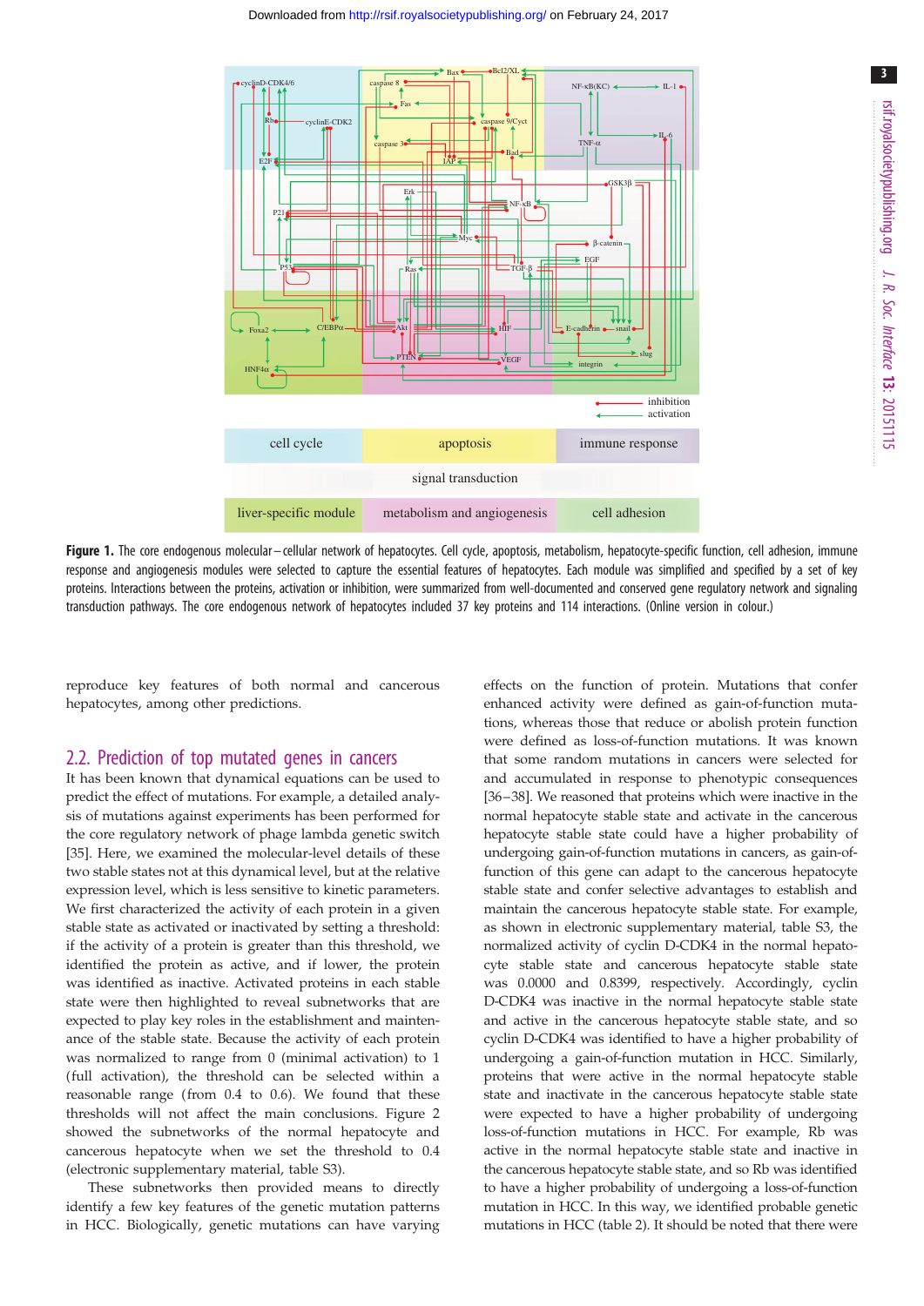**Figure 1.** The core endogenous molecular–cellular network of hepatocytes. Cell cycle, apoptosis, metabolism, hepatocyte-specific function, cell adhesion, immune response and angiogenesis modules were selected to capture the essential features of hepatocytes. Each module was simplified and specified by a set of key proteins. Interactions between the proteins, activation or inhibition, were summarized from well-documented and conserved gene regulatory network and signaling transduction pathways. The core endogenous network of hepatocytes included 37 key proteins and 114 interactions. (Online version in colour.)

reproduce key features of both normal and cancerous hepatocytes, among other predictions.

## 2.2. Prediction of top mutated genes in cancers

It has been known that dynamical equations can be used to predict the effect of mutations. For example, a detailed analysis of mutations against experiments has been performed for the core regulatory network of phage lambda genetic switch [35]. Here, we examined the molecular-level details of these two stable states not at this dynamical level, but at the relative expression level, which is less sensitive to kinetic parameters. We first characterized the activity of each protein in a given stable state as activated or inactivated by setting a threshold: if the activity of a protein is greater than this threshold, we identified the protein as active, and if lower, the protein was identified as inactive. Activated proteins in each stable state were then highlighted to reveal subnetworks that are expected to play key roles in the establishment and maintenance of the stable state. Because the activity of each protein was normalized to range from 0 (minimal activation) to 1 (full activation), the threshold can be selected within a reasonable range (from 0.4 to 0.6). We found that these thresholds will not affect the main conclusions. Figure 2 showed the subnetworks of the normal hepatocyte and cancerous hepatocyte when we set the threshold to 0.4 (electronic supplementary material, table S3).

These subnetworks then provided means to directly identify a few key features of the genetic mutation patterns in HCC. Biologically, genetic mutations can have varying effects on the function of protein. Mutations that confer enhanced activity were defined as gain-of-function mutations, whereas those that reduce or abolish protein function were defined as loss-of-function mutations. It was known that some random mutations in cancers were selected for and accumulated in response to phenotypic consequences [36–38]. We reasoned that proteins which were inactive in the normal hepatocyte stable state and activate in the cancerous hepatocyte stable state could have a higher probability of undergoing gain-of-function mutations in cancers, as gain-of-function of this gene can adapt to the cancerous hepatocyte stable state and confer selective advantages to establish and maintain the cancerous hepatocyte stable state. For example, as shown in electronic supplementary material, table S3, the normalized activity of cyclin D-CDK4 in the normal hepatocyte stable state and cancerous hepatocyte stable state was 0.0000 and 0.8399, respectively. Accordingly, cyclin D-CDK4 was inactive in the normal hepatocyte stable state and active in the cancerous hepatocyte stable state, and so cyclin D-CDK4 was identified to have a higher probability of undergoing a gain-of-function mutation in HCC. Similarly, proteins that were active in the normal hepatocyte stable state and inactivate in the cancerous hepatocyte stable state were expected to have a higher probability of undergoing loss-of-function mutations in HCC. For example, Rb was active in the normal hepatocyte stable state and inactive in the cancerous hepatocyte stable state, and so Rb was identified to have a higher probability of undergoing a loss-of-function mutation in HCC. In this way, we identified probable genetic mutations in HCC (table 2). It should be noted that there were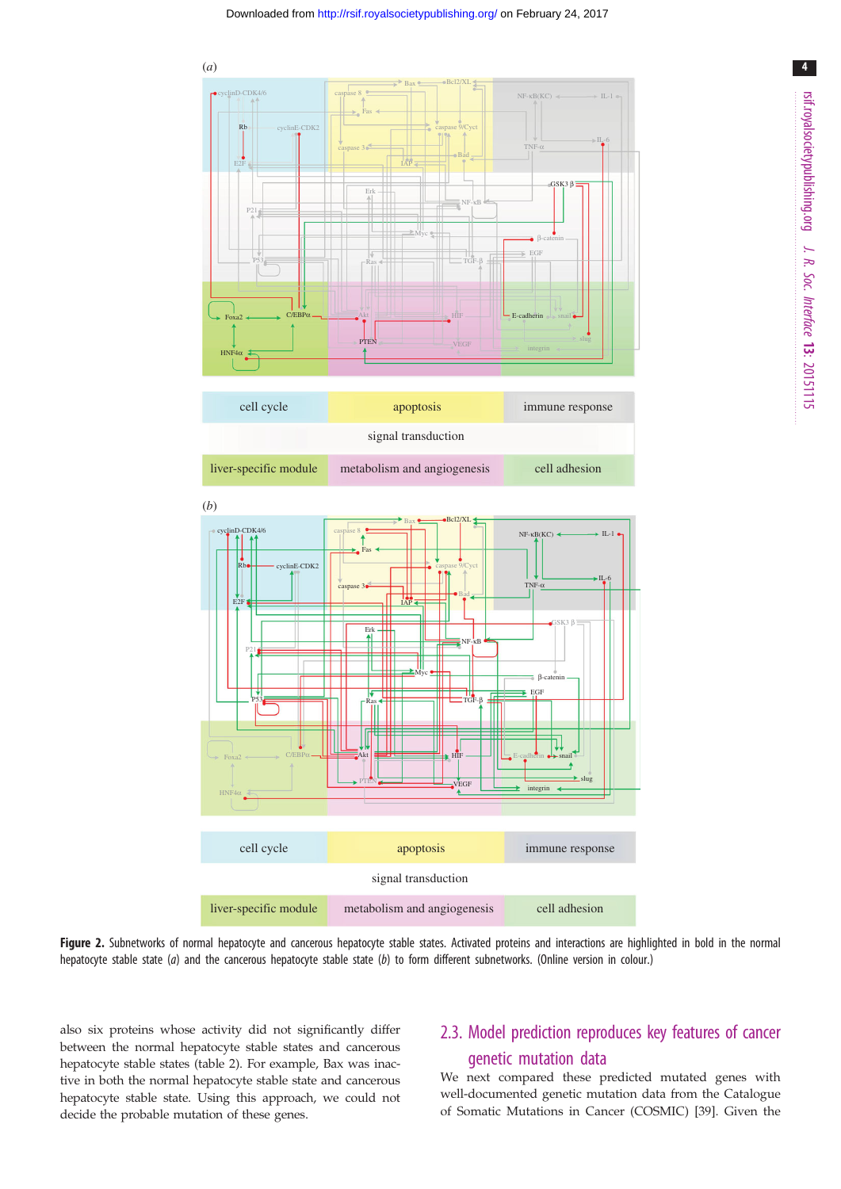**Figure 2.** Subnetworks of normal hepatocyte and cancerous hepatocyte stable states. Activated proteins and interactions are highlighted in bold in the normal hepatocyte stable state (*a*) and the cancerous hepatocyte stable state (*b*) to form different subnetworks. (Online version in colour.)

also six proteins whose activity did not significantly differ between the normal hepatocyte stable states and cancerous hepatocyte stable states (table 2). For example, Bax was inactive in both the normal hepatocyte stable state and cancerous hepatocyte stable state. Using this approach, we could not decide the probable mutation of these genes.

## 2.3. Model prediction reproduces key features of cancer genetic mutation data

We next compared these predicted mutated genes with well-documented genetic mutation data from the Catalogue of Somatic Mutations in Cancer (COSMIC) [39]. Given the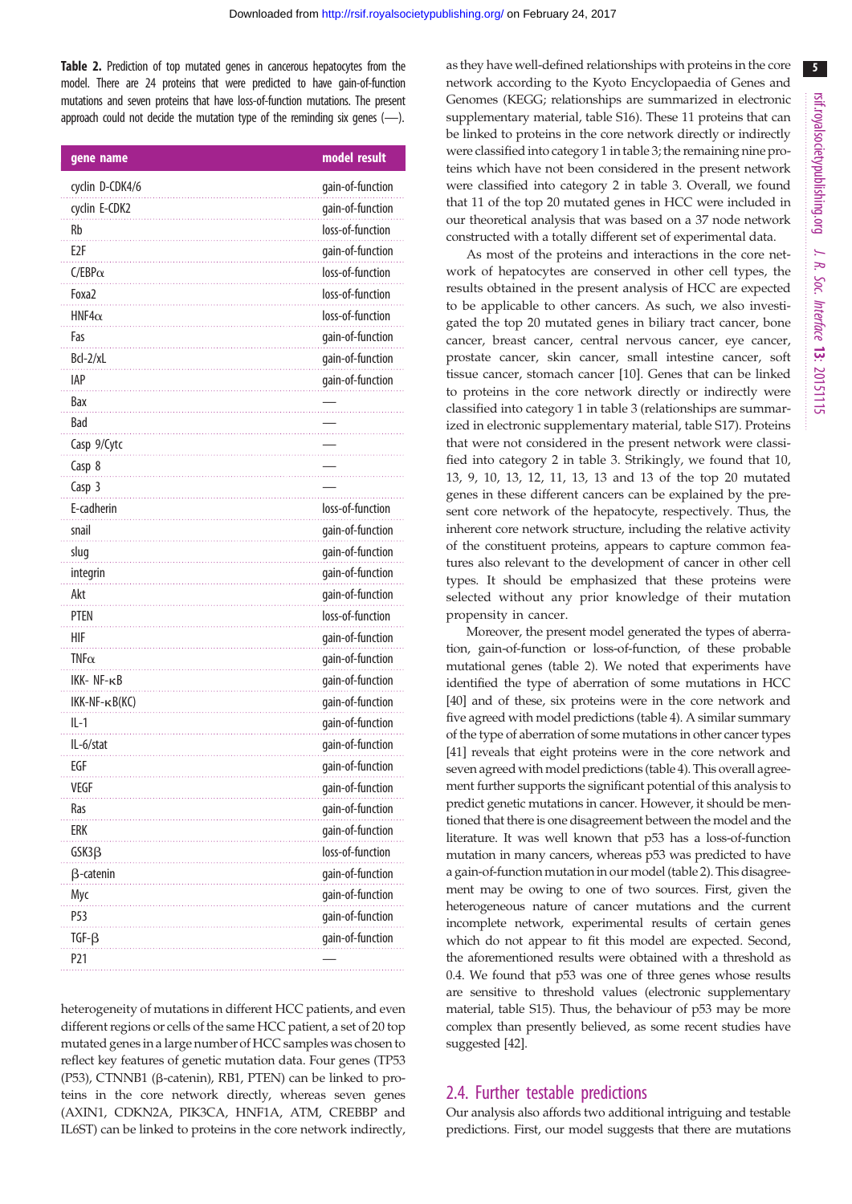**Table 2.** Prediction of top mutated genes in cancerous hepatocytes from the model. There are 24 proteins that were predicted to have gain-of-function mutations and seven proteins that have loss-of-function mutations. The present approach could not decide the mutation type of the reminding six genes (—).

| gene name | model result |
|---|---|
| cyclin D-CDK4/6 | gain-of-function |
| cyclin E-CDK2 | gain-of-function |
| Rb | loss-of-function |
| E2F | gain-of-function |
| C/EBPα | loss-of-function |
| Foxa2 | loss-of-function |
| HNF4α | loss-of-function |
| Fas | gain-of-function |
| Bcl-2/xL | gain-of-function |
| IAP | gain-of-function |
| Bax | — |
| Bad | — |
| Casp 9/Cytc | — |
| Casp 8 | — |
| Casp 3 | — |
| E-cadherin | loss-of-function |
| snail | gain-of-function |
| slug | gain-of-function |
| integrin | gain-of-function |
| Akt | gain-of-function |
| PTEN | loss-of-function |
| HIF | gain-of-function |
| TNFα | gain-of-function |
| IKK- NF-κB | gain-of-function |
| IKK-NF-κB(KC) | gain-of-function |
| IL-1 | gain-of-function |
| IL-6/stat | gain-of-function |
| EGF | gain-of-function |
| VEGF | gain-of-function |
| Ras | gain-of-function |
| ERK | gain-of-function |
| GSK3β | loss-of-function |
| β-catenin | gain-of-function |
| Myc | gain-of-function |
| P53 | gain-of-function |
| TGF-β | gain-of-function |
| P21 | — |

heterogeneity of mutations in different HCC patients, and even different regions or cells of the same HCC patient, a set of 20 top mutated genes in a large number of HCC samples was chosen to reflect key features of genetic mutation data. Four genes (TP53 (P53), CTNNB1 (β-catenin), RB1, PTEN) can be linked to proteins in the core network directly, whereas seven genes (AXIN1, CDKN2A, PIK3CA, HNF1A, ATM, CREBBP and IL6ST) can be linked to proteins in the core network indirectly, as they have well-defined relationships with proteins in the core network according to the Kyoto Encyclopaedia of Genes and Genomes (KEGG; relationships are summarized in electronic supplementary material, table S16). These 11 proteins that can be linked to proteins in the core network directly or indirectly were classified into category 1 in table 3; the remaining nine proteins which have not been considered in the present network were classified into category 2 in table 3. Overall, we found that 11 of the top 20 mutated genes in HCC were included in our theoretical analysis that was based on a 37 node network constructed with a totally different set of experimental data.

As most of the proteins and interactions in the core network of hepatocytes are conserved in other cell types, the results obtained in the present analysis of HCC are expected to be applicable to other cancers. As such, we also investigated the top 20 mutated genes in biliary tract cancer, bone cancer, breast cancer, central nervous cancer, eye cancer, prostate cancer, skin cancer, small intestine cancer, soft tissue cancer, stomach cancer [10]. Genes that can be linked to proteins in the core network directly or indirectly were classified into category 1 in table 3 (relationships are summarized in electronic supplementary material, table S17). Proteins that were not considered in the present network were classified into category 2 in table 3. Strikingly, we found that 10, 13, 9, 10, 13, 12, 11, 13, 13 and 13 of the top 20 mutated genes in these different cancers can be explained by the present core network of the hepatocyte, respectively. Thus, the inherent core network structure, including the relative activity of the constituent proteins, appears to capture common features also relevant to the development of cancer in other cell types. It should be emphasized that these proteins were selected without any prior knowledge of their mutation propensity in cancer.

Moreover, the present model generated the types of aberration, gain-of-function or loss-of-function, of these probable mutational genes (table 2). We noted that experiments have identified the type of aberration of some mutations in HCC [40] and of these, six proteins were in the core network and five agreed with model predictions (table 4). A similar summary of the type of aberration of some mutations in other cancer types [41] reveals that eight proteins were in the core network and seven agreed with model predictions (table 4). This overall agreement further supports the significant potential of this analysis to predict genetic mutations in cancer. However, it should be mentioned that there is one disagreement between the model and the literature. It was well known that p53 has a loss-of-function mutation in many cancers, whereas p53 was predicted to have a gain-of-function mutation in our model (table 2). This disagreement may be owing to one of two sources. First, given the heterogeneous nature of cancer mutations and the current incomplete network, experimental results of certain genes which do not appear to fit this model are expected. Second, the aforementioned results were obtained with a threshold as 0.4. We found that p53 was one of three genes whose results are sensitive to threshold values (electronic supplementary material, table S15). Thus, the behaviour of p53 may be more complex than presently believed, as some recent studies have suggested [42].

## 2.4. Further testable predictions

Our analysis also affords two additional intriguing and testable predictions. First, our model suggests that there are mutations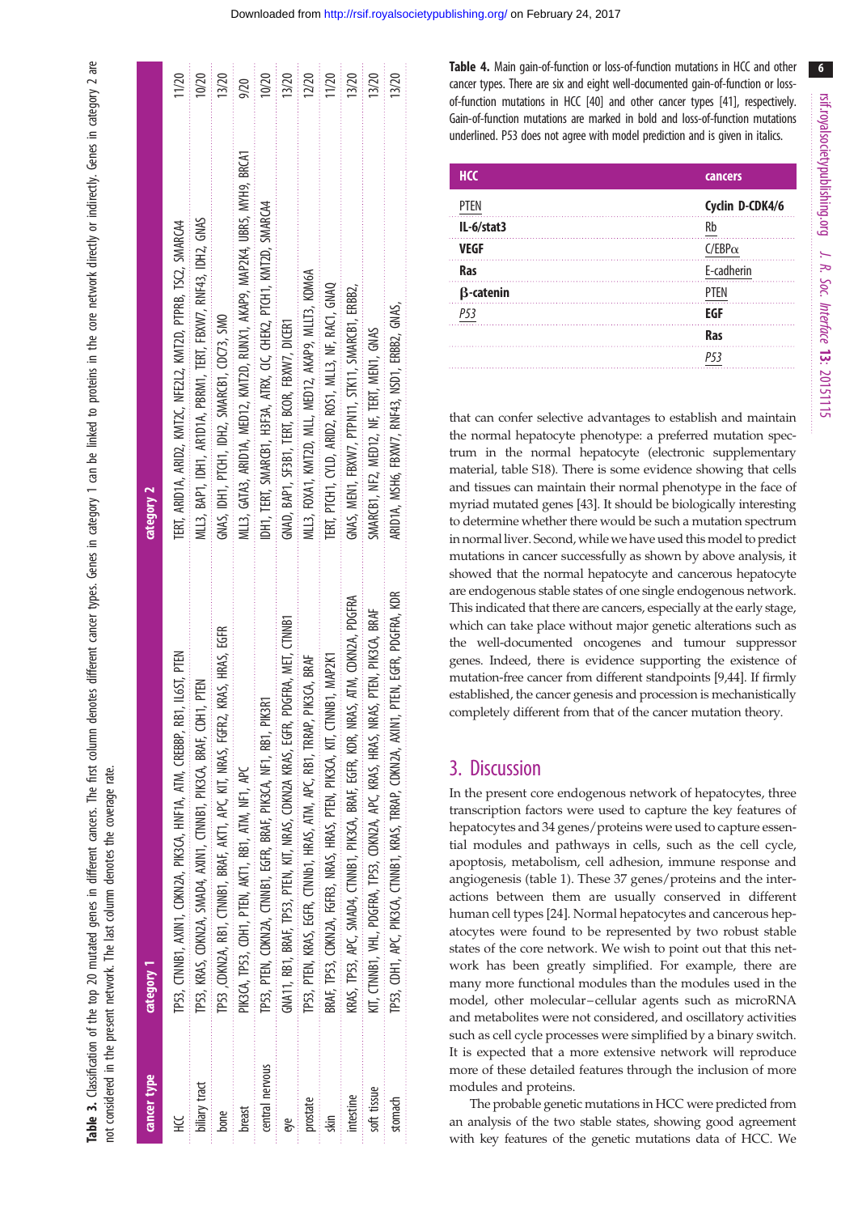**Table 3.** Classification of the top 20 mutated genes in different cancers. The first column denotes different cancer types. Genes in category 1 can be linked to proteins in the core network directly or indirectly. Genes in category 2 are not considered in the present network. The last column denotes the coverage rate.

| cancer type | category 1 | category 2 | |
|---|---|---|---|
| HCC | TP53, CTNNB1, AXIN1, CDKN2A, PIK3CA, HNF1A, ATM, CREBBP, RB1, IL6ST, PTEN | TERT, ARID1A, ARID2, KMT2C, NFE2L2, KMT2D, PTPRB, TSC2, SMARCA4 | 11/20 |
| biliary tract | TP53, KRAS, CDKN2A, SMAD4, AXIN1, CTNNB1, PIK3CA, BRAF, CDH1, PTEN | MLL3, BAP1, IDH1, ARID1A, PBRM1, TERT, FBXW7, RNF43, IDH2, GNAS | 10/20 |
| bone | TP53, CDKN2A, RB1, CTNNB1, BRAF, AKT1, APC, KIT, NRAS, FGFR2, KRAS, HRAS, EGFR | GNAS, IDH1, PTCH1, IDH2, SMARCB1, CDC73, SMO | 13/20 |
| breast | PIK3CA, TP53, CDH1, PTEN, AKT1, RB1, ATM, NF1, APC | MLL3, GATA3, ARID1A, MED12, KMT2D, RUNX1, AKAP9, MAP2K4, UBR5, MYH9, BRCA1 | 9/20 |
| central nervous | TP53, PTEN, CDKN2A, CTNNB1, EGFR, BRAF, PIK3CA, NF1, RB1, PIK3R1 | IDH1, TERT, SMARCB1, H3F3A, ATRX, CIC, CHEK2, PTCH1, KMT2D, SMARCA4 | 10/20 |
| eye | GNA11, RB1, BRAF, TP53, PTEN, KIT, NRAS, CDKN2A KRAS, EGFR, PDGFRA, MET, CTNNB1 | GNAQ, BAP1, SF3B1, TERT, BCOR, FBXW7, DICER1 | 13/20 |
| prostate | TP53, PTEN, KRAS, EGFR, CTNNb1, HRAS, ATM, APC, RB1, TRRAP, PIK3CA, BRAF | MLL3, FOXA1, KMT2D, MLL, MED12, AKAP9, MLLT3, KDM6A | 12/20 |
| skin | BRAF, TP53, CDKN2A, FGFR3, NRAS, HRAS, PTEN, PIK3CA, KIT, CTNNB1, MAP2K1 | TERT, PTCH1, CYLD, ARID2, ROS1, MLL3, NF, RAC1, GNAQ | 11/20 |
| intestine | KRAS, TP53, APC, SMAD4, CTNNB1, PIK3CA, BRAF, EGFR, KDR, NRAS, ATM, CDKN2A, PDGFRA | GNAS, MEN1, FBXW7, PTPN11, STK11, SMARCB1, ERBB2, | 13/20 |
| soft tissue | KIT, CTNNB1, VHL, PDGFRA, TP53, CDKN2A, APC, KRAS, HRAS, NRAS, PTEN, PIK3CA, BRAF | SMARCB1, NF2, MED12, NF, TERT, MEN1, GNAS | 13/20 |
| stomach | TP53, CDH1, APC, PIK3CA, CTNNB1, KRAS, TRRAP, CDKN2A, AXIN1, PTEN, EGFR, PDGFRA, KDR | ARID1A, MSH6, FBXW7, RNF43, NSD1, ERBB2, GNAS, | 13/20 |

**Table 4.** Main gain-of-function or loss-of-function mutations in HCC and other cancer types. There are six and eight well-documented gain-of-function or loss-of-function mutations in HCC [40] and other cancer types [41], respectively. Gain-of-function mutations are marked in bold and loss-of-function mutations underlined. P53 does not agree with model prediction and is given in italics.

| HCC | cancers |
|---|---|
| <u>PTEN</u> | **Cyclin D-CDK4/6** |
| **IL-6/stat3** | <u>Rb</u> |
| **VEGF** | <u>C/EBPα</u> |
| **Ras** | <u>E-cadherin</u> |
| **β-catenin** | <u>PTEN</u> |
| <u>*P53*</u> | **EGF** |
| | **Ras** |
| | <u>*P53*</u> |

that can confer selective advantages to establish and maintain the normal hepatocyte phenotype: a preferred mutation spectrum in the normal hepatocyte (electronic supplementary material, table S18). There is some evidence showing that cells and tissues can maintain their normal phenotype in the face of myriad mutated genes [43]. It should be biologically interesting to determine whether there would be such a mutation spectrum in normal liver. Second, while we have used this model to predict mutations in cancer successfully as shown by above analysis, it showed that the normal hepatocyte and cancerous hepatocyte are endogenous stable states of one single endogenous network. This indicated that there are cancers, especially at the early stage, which can take place without major genetic alterations such as the well-documented oncogenes and tumour suppressor genes. Indeed, there is evidence supporting the existence of mutation-free cancer from different standpoints [9,44]. If firmly established, the cancer genesis and procession is mechanistically completely different from that of the cancer mutation theory.

## 3. Discussion

In the present core endogenous network of hepatocytes, three transcription factors were used to capture the key features of hepatocytes and 34 genes/proteins were used to capture essential modules and pathways in cells, such as the cell cycle, apoptosis, metabolism, cell adhesion, immune response and angiogenesis (table 1). These 37 genes/proteins and the interactions between them are usually conserved in different human cell types [24]. Normal hepatocytes and cancerous hepatocytes were found to be represented by two robust stable states of the core network. We wish to point out that this network has been greatly simplified. For example, there are many more functional modules than the modules used in the model, other molecular–cellular agents such as microRNA and metabolites were not considered, and oscillatory activities such as cell cycle processes were simplified by a binary switch. It is expected that a more extensive network will reproduce more of these detailed features through the inclusion of more modules and proteins.

The probable genetic mutations in HCC were predicted from an analysis of the two stable states, showing good agreement with key features of the genetic mutations data of HCC. We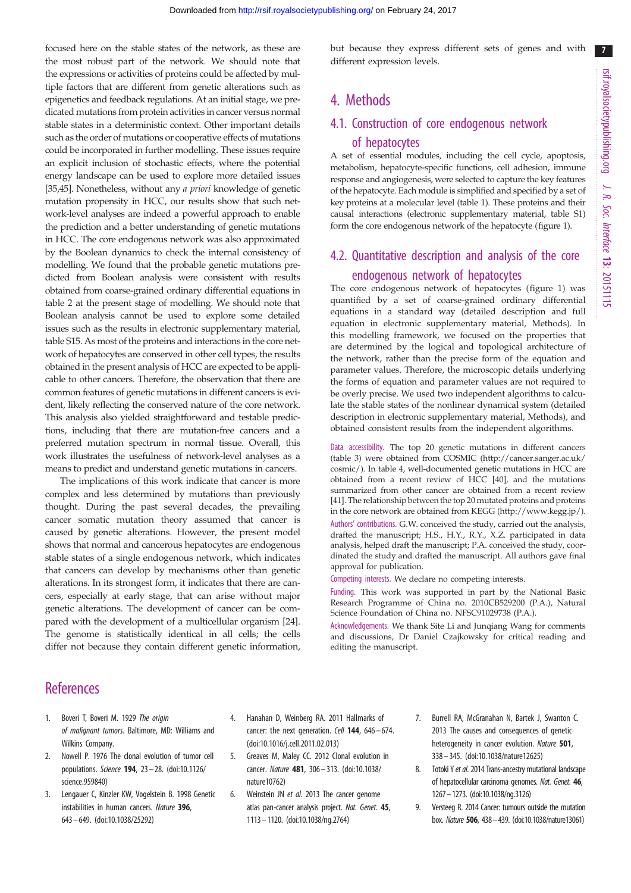focused here on the stable states of the network, as these are the most robust part of the network. We should note that the expressions or activities of proteins could be affected by multiple factors that are different from genetic alterations such as epigenetics and feedback regulations. At an initial stage, we predicated mutations from protein activities in cancer versus normal stable states in a deterministic context. Other important details such as the order of mutations or cooperative effects of mutations could be incorporated in further modelling. These issues require an explicit inclusion of stochastic effects, where the potential energy landscape can be used to explore more detailed issues [35,45]. Nonetheless, without any *a priori* knowledge of genetic mutation propensity in HCC, our results show that such network-level analyses are indeed a powerful approach to enable the prediction and a better understanding of genetic mutations in HCC. The core endogenous network was also approximated by the Boolean dynamics to check the internal consistency of modelling. We found that the probable genetic mutations predicted from Boolean analysis were consistent with results obtained from coarse-grained ordinary differential equations in table 2 at the present stage of modelling. We should note that Boolean analysis cannot be used to explore some detailed issues such as the results in electronic supplementary material, table S15. As most of the proteins and interactions in the core network of hepatocytes are conserved in other cell types, the results obtained in the present analysis of HCC are expected to be applicable to other cancers. Therefore, the observation that there are common features of genetic mutations in different cancers is evident, likely reflecting the conserved nature of the core network. This analysis also yielded straightforward and testable predictions, including that there are mutation-free cancers and a preferred mutation spectrum in normal tissue. Overall, this work illustrates the usefulness of network-level analyses as a means to predict and understand genetic mutations in cancers.

The implications of this work indicate that cancer is more complex and less determined by mutations than previously thought. During the past several decades, the prevailing cancer somatic mutation theory assumed that cancer is caused by genetic alterations. However, the present model shows that normal and cancerous hepatocytes are endogenous stable states of a single endogenous network, which indicates that cancers can develop by mechanisms other than genetic alterations. In its strongest form, it indicates that there are cancers, especially at early stage, that can arise without major genetic alterations. The development of cancer can be compared with the development of a multicellular organism [24]. The genome is statistically identical in all cells; the cells differ not because they contain different genetic information, but because they express different sets of genes and with different expression levels.

## 4. Methods

### 4.1. Construction of core endogenous network of hepatocytes

A set of essential modules, including the cell cycle, apoptosis, metabolism, hepatocyte-specific functions, cell adhesion, immune response and angiogenesis, were selected to capture the key features of the hepatocyte. Each module is simplified and specified by a set of key proteins at a molecular level (table 1). These proteins and their causal interactions (electronic supplementary material, table S1) form the core endogenous network of the hepatocyte (figure 1).

### 4.2. Quantitative description and analysis of the core endogenous network of hepatocytes

The core endogenous network of hepatocytes (figure 1) was quantified by a set of coarse-grained ordinary differential equations in a standard way (detailed description and full equation in electronic supplementary material, Methods). In this modelling framework, we focused on the properties that are determined by the logical and topological architecture of the network, rather than the precise form of the equation and parameter values. Therefore, the microscopic details underlying the forms of equation and parameter values are not required to be overly precise. We used two independent algorithms to calculate the stable states of the nonlinear dynamical system (detailed description in electronic supplementary material, Methods), and obtained consistent results from the independent algorithms.

Data accessibility. The top 20 genetic mutations in different cancers (table 3) were obtained from COSMIC (http://cancer.sanger.ac.uk/cosmic/). In table 4, well-documented genetic mutations in HCC are obtained from a recent review of HCC [40], and the mutations summarized from other cancer are obtained from a recent review [41]. The relationship between the top 20 mutated proteins and proteins in the core network are obtained from KEGG (http://www.kegg.jp/).

Authors' contributions. G.W. conceived the study, carried out the analysis, drafted the manuscript; H.S., H.Y., R.Y., X.Z. participated in data analysis, helped draft the manuscript; P.A. conceived the study, coordinated the study and drafted the manuscript. All authors gave final approval for publication.

Competing interests. We declare no competing interests.

Funding. This work was supported in part by the National Basic Research Programme of China no. 2010CB529200 (P.A.), Natural Science Foundation of China no. NFSC91029738 (P.A.).

Acknowledgements. We thank Site Li and Junqiang Wang for comments and discussions, Dr Daniel Czajkowsky for critical reading and editing the manuscript.

## References

1. Boveri T, Boveri M. 1929 *The origin of malignant tumors*. Baltimore, MD: Williams and Wilkins Company.
2. Nowell P. 1976 The clonal evolution of tumor cell populations. *Science* **194**, 23–28. (doi:10.1126/science.959840)
3. Lengauer C, Kinzler KW, Vogelstein B. 1998 Genetic instabilities in human cancers. *Nature* **396**, 643–649. (doi:10.1038/25292)
4. Hanahan D, Weinberg RA. 2011 Hallmarks of cancer: the next generation. *Cell* **144**, 646–674. (doi:10.1016/j.cell.2011.02.013)
5. Greaves M, Maley CC. 2012 Clonal evolution in cancer. *Nature* **481**, 306–313. (doi:10.1038/nature10762)
6. Weinstein JN *et al.* 2013 The cancer genome atlas pan-cancer analysis project. *Nat. Genet.* **45**, 1113–1120. (doi:10.1038/ng.2764)
7. Burrell RA, McGranahan N, Bartek J, Swanton C. 2013 The causes and consequences of genetic heterogeneity in cancer evolution. *Nature* **501**, 338–345. (doi:10.1038/nature12625)
8. Totoki Y *et al.* 2014 Trans-ancestry mutational landscape of hepatocellular carcinoma genomes. *Nat. Genet.* **46**, 1267–1273. (doi:10.1038/ng.3126)
9. Versteeg R. 2014 Cancer: tumours outside the mutation box. *Nature* **506**, 438–439. (doi:10.1038/nature13061)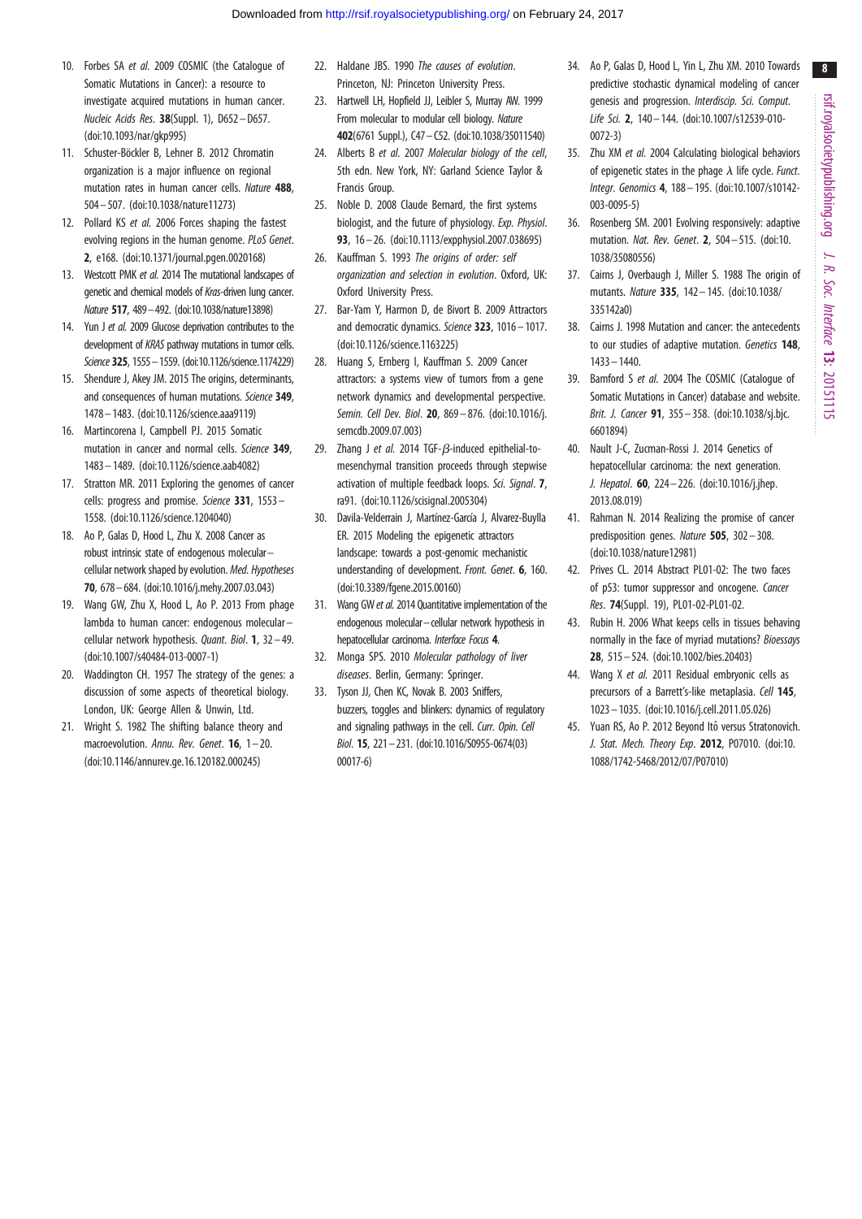10. Forbes SA *et al.* 2009 COSMIC (the Catalogue of Somatic Mutations in Cancer): a resource to investigate acquired mutations in human cancer. *Nucleic Acids Res*. **38**(Suppl. 1), D652–D657. (doi:10.1093/nar/gkp995)
11. Schuster-Böckler B, Lehner B. 2012 Chromatin organization is a major influence on regional mutation rates in human cancer cells. *Nature* **488**, 504–507. (doi:10.1038/nature11273)
12. Pollard KS *et al.* 2006 Forces shaping the fastest evolving regions in the human genome. *PLoS Genet*. **2**, e168. (doi:10.1371/journal.pgen.0020168)
13. Westcott PMK *et al.* 2014 The mutational landscapes of genetic and chemical models of *Kras*-driven lung cancer. *Nature* **517**, 489–492. (doi:10.1038/nature13898)
14. Yun J *et al.* 2009 Glucose deprivation contributes to the development of *KRAS* pathway mutations in tumor cells. *Science* **325**, 1555–1559. (doi:10.1126/science.1174229)
15. Shendure J, Akey JM. 2015 The origins, determinants, and consequences of human mutations. *Science* **349**, 1478–1483. (doi:10.1126/science.aaa9119)
16. Martincorena I, Campbell PJ. 2015 Somatic mutation in cancer and normal cells. *Science* **349**, 1483–1489. (doi:10.1126/science.aab4082)
17. Stratton MR. 2011 Exploring the genomes of cancer cells: progress and promise. *Science* **331**, 1553–1558. (doi:10.1126/science.1204040)
18. Ao P, Galas D, Hood L, Zhu X. 2008 Cancer as robust intrinsic state of endogenous molecular–cellular network shaped by evolution. *Med. Hypotheses* **70**, 678–684. (doi:10.1016/j.mehy.2007.03.043)
19. Wang GW, Zhu X, Hood L, Ao P. 2013 From phage lambda to human cancer: endogenous molecular–cellular network hypothesis. *Quant. Biol*. **1**, 32–49. (doi:10.1007/s40484-013-0007-1)
20. Waddington CH. 1957 The strategy of the genes: a discussion of some aspects of theoretical biology. London, UK: George Allen & Unwin, Ltd.
21. Wright S. 1982 The shifting balance theory and macroevolution. *Annu. Rev. Genet*. **16**, 1–20. (doi:10.1146/annurev.ge.16.120182.000245)
22. Haldane JBS. 1990 *The causes of evolution*. Princeton, NJ: Princeton University Press.
23. Hartwell LH, Hopfield JJ, Leibler S, Murray AW. 1999 From molecular to modular cell biology. *Nature* **402**(6761 Suppl.), C47–C52. (doi:10.1038/35011540)
24. Alberts B *et al.* 2007 *Molecular biology of the cell*, 5th edn. New York, NY: Garland Science Taylor & Francis Group.
25. Noble D. 2008 Claude Bernard, the first systems biologist, and the future of physiology. *Exp. Physiol*. **93**, 16–26. (doi:10.1113/expphysiol.2007.038695)
26. Kauffman S. 1993 *The origins of order: self organization and selection in evolution*. Oxford, UK: Oxford University Press.
27. Bar-Yam Y, Harmon D, de Bivort B. 2009 Attractors and democratic dynamics. *Science* **323**, 1016–1017. (doi:10.1126/science.1163225)
28. Huang S, Ernberg I, Kauffman S. 2009 Cancer attractors: a systems view of tumors from a gene network dynamics and developmental perspective. *Semin. Cell Dev. Biol*. **20**, 869–876. (doi:10.1016/j.semcdb.2009.07.003)
29. Zhang J *et al.* 2014 TGF-$\beta$-induced epithelial-to-mesenchymal transition proceeds through stepwise activation of multiple feedback loops. *Sci. Signal*. **7**, ra91. (doi:10.1126/scisignal.2005304)
30. Davila-Velderrain J, Martínez-García J, Alvarez-Buylla ER. 2015 Modeling the epigenetic attractors landscape: towards a post-genomic mechanistic understanding of development. *Front. Genet*. **6**, 160. (doi:10.3389/fgene.2015.00160)
31. Wang GW *et al.* 2014 Quantitative implementation of the endogenous molecular–cellular network hypothesis in hepatocellular carcinoma. *Interface Focus* **4**.
32. Monga SPS. 2010 *Molecular pathology of liver diseases*. Berlin, Germany: Springer.
33. Tyson JJ, Chen KC, Novak B. 2003 Sniffers, buzzers, toggles and blinkers: dynamics of regulatory and signaling pathways in the cell. *Curr. Opin. Cell Biol*. **15**, 221–231. (doi:10.1016/S0955-0674(03)00017-6)
34. Ao P, Galas D, Hood L, Yin L, Zhu XM. 2010 Towards predictive stochastic dynamical modeling of cancer genesis and progression. *Interdiscip. Sci. Comput. Life Sci*. **2**, 140–144. (doi:10.1007/s12539-010-0072-3)
35. Zhu XM *et al.* 2004 Calculating biological behaviors of epigenetic states in the phage $\lambda$ life cycle. *Funct. Integr. Genomics* **4**, 188–195. (doi:10.1007/s10142-003-0095-5)
36. Rosenberg SM. 2001 Evolving responsively: adaptive mutation. *Nat. Rev. Genet*. **2**, 504–515. (doi:10.1038/35080556)
37. Cairns J, Overbaugh J, Miller S. 1988 The origin of mutants. *Nature* **335**, 142–145. (doi:10.1038/335142a0)
38. Cairns J. 1998 Mutation and cancer: the antecedents to our studies of adaptive mutation. *Genetics* **148**, 1433–1440.
39. Bamford S *et al.* 2004 The COSMIC (Catalogue of Somatic Mutations in Cancer) database and website. *Brit. J. Cancer* **91**, 355–358. (doi:10.1038/sj.bjc.6601894)
40. Nault J-C, Zucman-Rossi J. 2014 Genetics of hepatocellular carcinoma: the next generation. *J. Hepatol*. **60**, 224–226. (doi:10.1016/j.jhep.2013.08.019)
41. Rahman N. 2014 Realizing the promise of cancer predisposition genes. *Nature* **505**, 302–308. (doi:10.1038/nature12981)
42. Prives CL. 2014 Abstract PL01-02: The two faces of p53: tumor suppressor and oncogene. *Cancer Res*. **74**(Suppl. 19), PL01-02-PL01-02.
43. Rubin H. 2006 What keeps cells in tissues behaving normally in the face of myriad mutations? *Bioessays* **28**, 515–524. (doi:10.1002/bies.20403)
44. Wang X *et al.* 2011 Residual embryonic cells as precursors of a Barrett's-like metaplasia. *Cell* **145**, 1023–1035. (doi:10.1016/j.cell.2011.05.026)
45. Yuan RS, Ao P. 2012 Beyond Itô versus Stratonovich. *J. Stat. Mech. Theory Exp*. **2012**, P07010. (doi:10.1088/1742-5468/2012/07/P07010)